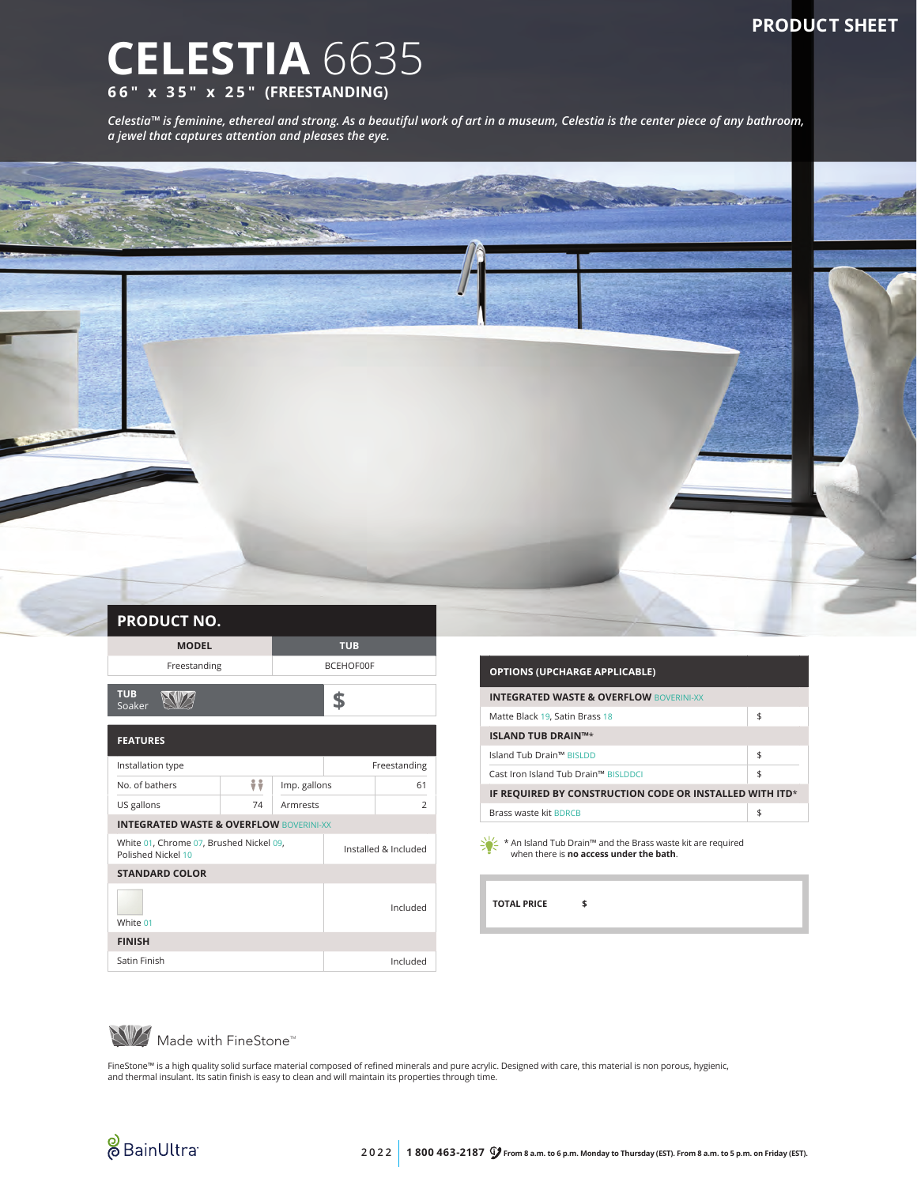PRODUCT SHEET

# CELESTIA 6635

**66" x 35" x 25" (FREESTANDING)**

*Celestia™ is feminine, ethereal and strong. As a beautiful work of art in a museum, Celestia is the center piece of any bathroom, a jewel that captures attention and pleases the eye.*

## PRODUCT NO.

| MODEL | TUB |
|---|---|
| Freestanding | BCEHOF00F |

| TUB Soaker | $ |
|---|---|

## FEATURES

| | | | |
|---|---|---|---|
| Installation type | | | Freestanding |
| No. of bathers | | Imp. gallons | 61 |
| US gallons | 74 | Armrests | 2 |

| **INTEGRATED WASTE & OVERFLOW** BOVERINI-XX | |
|---|---|
| White 01, Chrome 07, Brushed Nickel 09, Polished Nickel 10 | Installed & Included |
| **STANDARD COLOR** | |
| White 01 | Included |
| **FINISH** | |
| Satin Finish | Included |

| OPTIONS (UPCHARGE APPLICABLE) | |
|---|---|
| **INTEGRATED WASTE & OVERFLOW** BOVERINI-XX | |
| Matte Black 19, Satin Brass 18 | $ |
| **ISLAND TUB DRAIN™*** | |
| Island Tub Drain™ BISLDD | $ |
| Cast Iron Island Tub Drain™ BISLDDCI | $ |
| **IF REQUIRED BY CONSTRUCTION CODE OR INSTALLED WITH ITD*** | |
| Brass waste kit BDRCB | $ |

* An Island Tub Drain™ and the Brass waste kit are required when there is **no access under the bath**.

| **TOTAL PRICE** | **$** |
|---|---|

Made with FineStone™

FineStone™ is a high quality solid surface material composed of refined minerals and pure acrylic. Designed with care, this material is non porous, hygienic, and thermal insulant. Its satin finish is easy to clean and will maintain its properties through time.

BainUltra

2022 | **1 800 463-2187** **From 8 a.m. to 6 p.m. Monday to Thursday (EST). From 8 a.m. to 5 p.m. on Friday (EST).**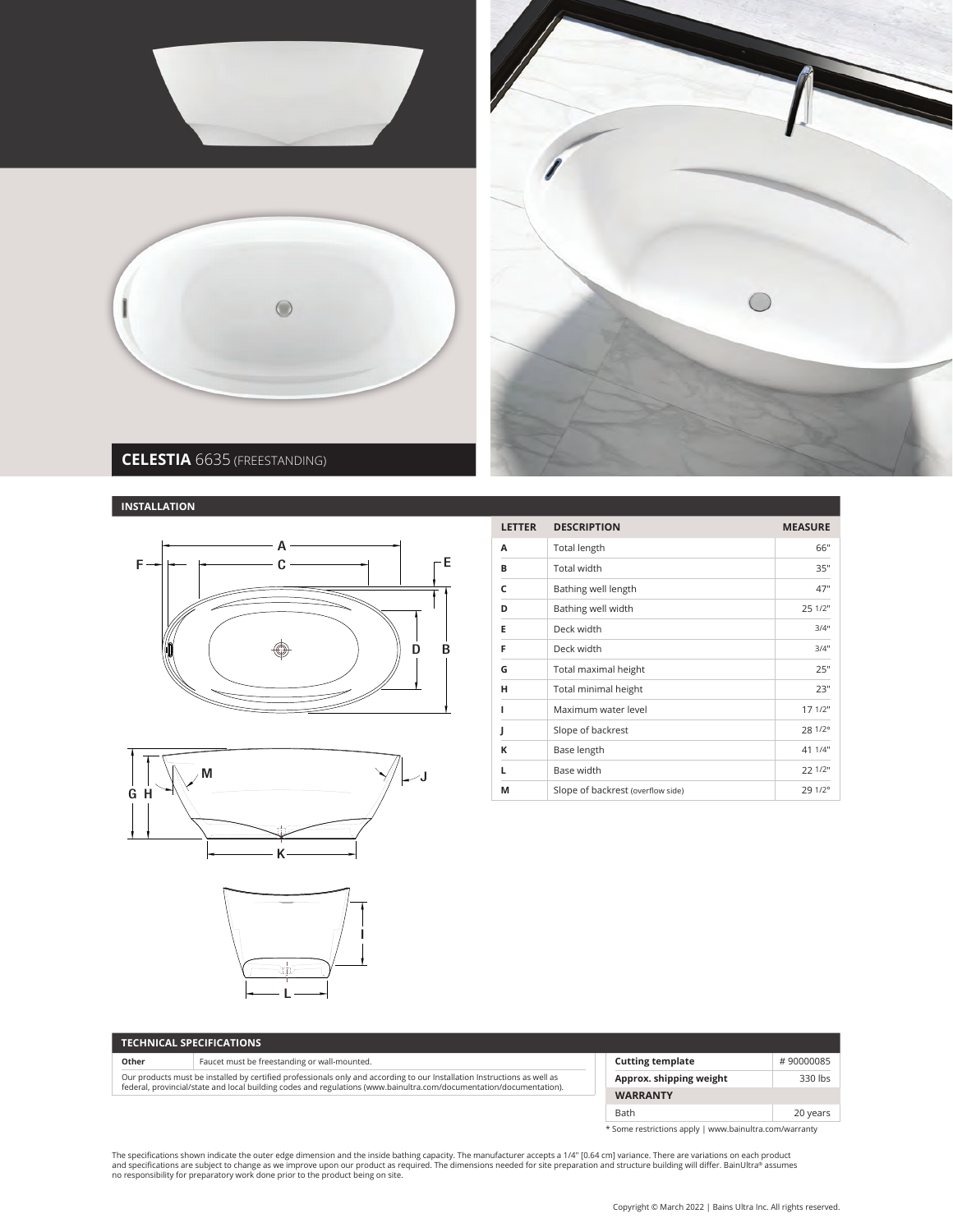## **CELESTIA** 6635 (FREESTANDING)

### INSTALLATION

| LETTER | DESCRIPTION | MEASURE |
|---|---|---|
| A | Total length | 66" |
| B | Total width | 35" |
| C | Bathing well length | 47" |
| D | Bathing well width | 25 1/2" |
| E | Deck width | 3/4" |
| F | Deck width | 3/4" |
| G | Total maximal height | 25" |
| H | Total minimal height | 23" |
| I | Maximum water level | 17 1/2" |
| J | Slope of backrest | 28 1/2° |
| K | Base length | 41 1/4" |
| L | Base width | 22 1/2" |
| M | Slope of backrest (overflow side) | 29 1/2° |

### TECHNICAL SPECIFICATIONS

| | |
|---|---|
| **Other** | Faucet must be freestanding or wall-mounted. |

Our products must be installed by certified professionals only and according to our Installation Instructions as well as federal, provincial/state and local building codes and regulations (www.bainultra.com/documentation/documentation).

| | |
|---|---|
| **Cutting template** | # 90000085 |
| **Approx. shipping weight** | 330 lbs |
| **WARRANTY** | |
| Bath | 20 years |

* Some restrictions apply | www.bainultra.com/warranty

The specifications shown indicate the outer edge dimension and the inside bathing capacity. The manufacturer accepts a 1/4" [0.64 cm] variance. There are variations on each product and specifications are subject to change as we improve upon our product as required. The dimensions needed for site preparation and structure building will differ. BainUltra® assumes no responsibility for preparatory work done prior to the product being on site.

Copyright © March 2022 | Bains Ultra Inc. All rights reserved.